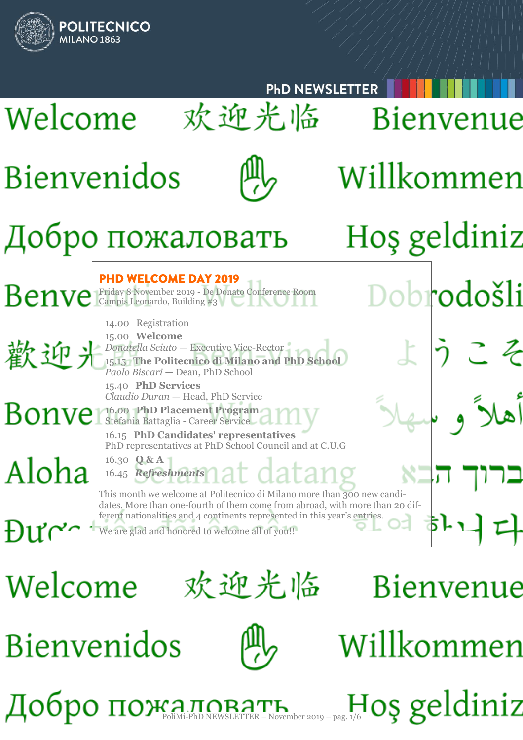PhD NEWSLETTER

Welcome 欢迎光临 Bienvenue

Bienvenidos Willkommen

Добро пожаловать Hoş geldiniz

Benvenuti Welkom Dobrodošli

歡迎光臨 Bem-vindo ようこそ

Bonvenon Witamy أهلاً و سهلاً

Aloha Selamat datang ברוך הבא

Được hoan nghênh 환영합니다

## PHD WELCOME DAY 2019

Friday 8 November 2019 - De Donato Conference Room
Campis Leonardo, Building #3

14.00 Registration

15.00 **Welcome**
*Donatella Sciuto* — Executive Vice-Rector

15.15 **The Politecnico di Milano and PhD School**
*Paolo Biscari* — Dean, PhD School

15.40 **PhD Services**
*Claudio Duran* — Head, PhD Service

16.00 **PhD Placement Program**
Stefania Battaglia - Career Service

16.15 **PhD Candidates' representatives**
PhD representatives at PhD School Council and at C.U.G

16.30 **Q & A**

16.45 ***Refreshments***

This month we welcome at Politecnico di Milano more than 300 new candidates. More than one-fourth of them come from abroad, with more than 20 different nationalities and 4 continents represented in this year's entries.

We are glad and honored to welcome all of you!!

Welcome 欢迎光临 Bienvenue

Bienvenidos Willkommen

Добро пожаловать Hoş geldiniz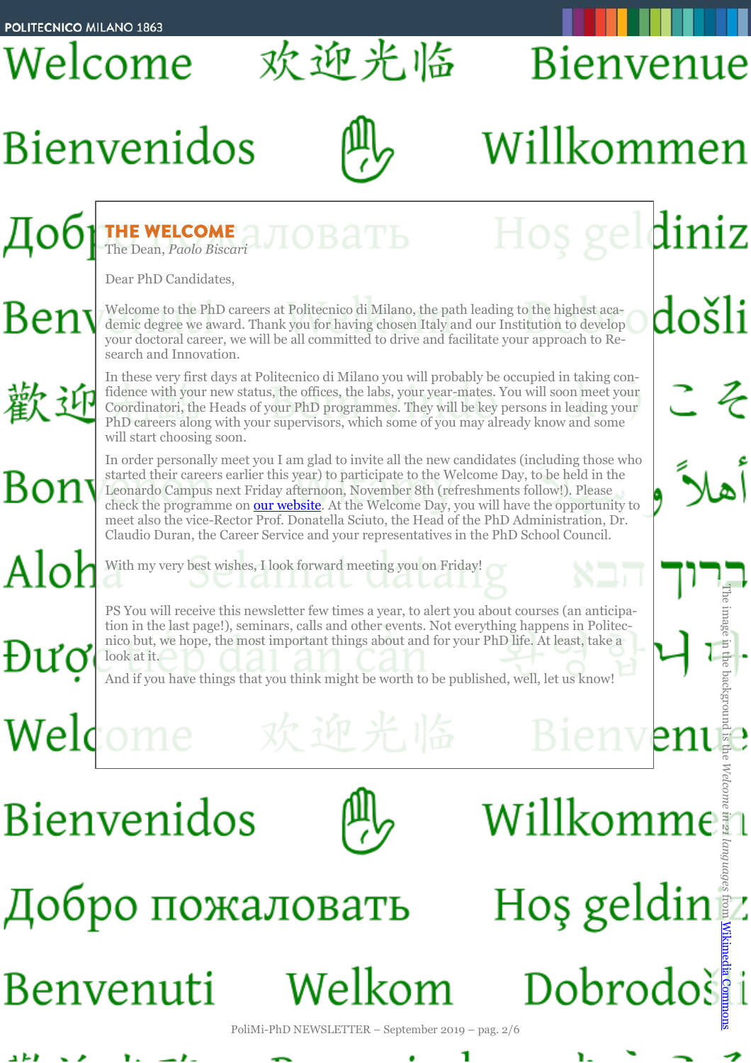## THE WELCOME

The Dean, *Paolo Biscari*

Dear PhD Candidates,

Welcome to the PhD careers at Politecnico di Milano, the path leading to the highest academic degree we award. Thank you for having chosen Italy and our Institution to develop your doctoral career, we will be all committed to drive and facilitate your approach to Research and Innovation.

In these very first days at Politecnico di Milano you will probably be occupied in taking confidence with your new status, the offices, the labs, your year-mates. You will soon meet your Coordinatori, the Heads of your PhD programmes. They will be key persons in leading your PhD careers along with your supervisors, which some of you may already know and some will start choosing soon.

In order personally meet you I am glad to invite all the new candidates (including those who started their careers earlier this year) to participate to the Welcome Day, to be held in the Leonardo Campus next Friday afternoon, November 8th (refreshments follow!). Please check the programme on [our website](). At the Welcome Day, you will have the opportunity to meet also the vice-Rector Prof. Donatella Sciuto, the Head of the PhD Administration, Dr. Claudio Duran, the Career Service and your representatives in the PhD School Council.

With my very best wishes, I look forward meeting you on Friday!

PS You will receive this newsletter few times a year, to alert you about courses (an anticipation in the last page!), seminars, calls and other events. Not everything happens in Politecnico but, we hope, the most important things about and for your PhD life. At least, take a look at it.

And if you have things that you think might be worth to be published, well, let us know!

The image in the background is the *Welcome in 21 languages* from [Wikimedia Commons]()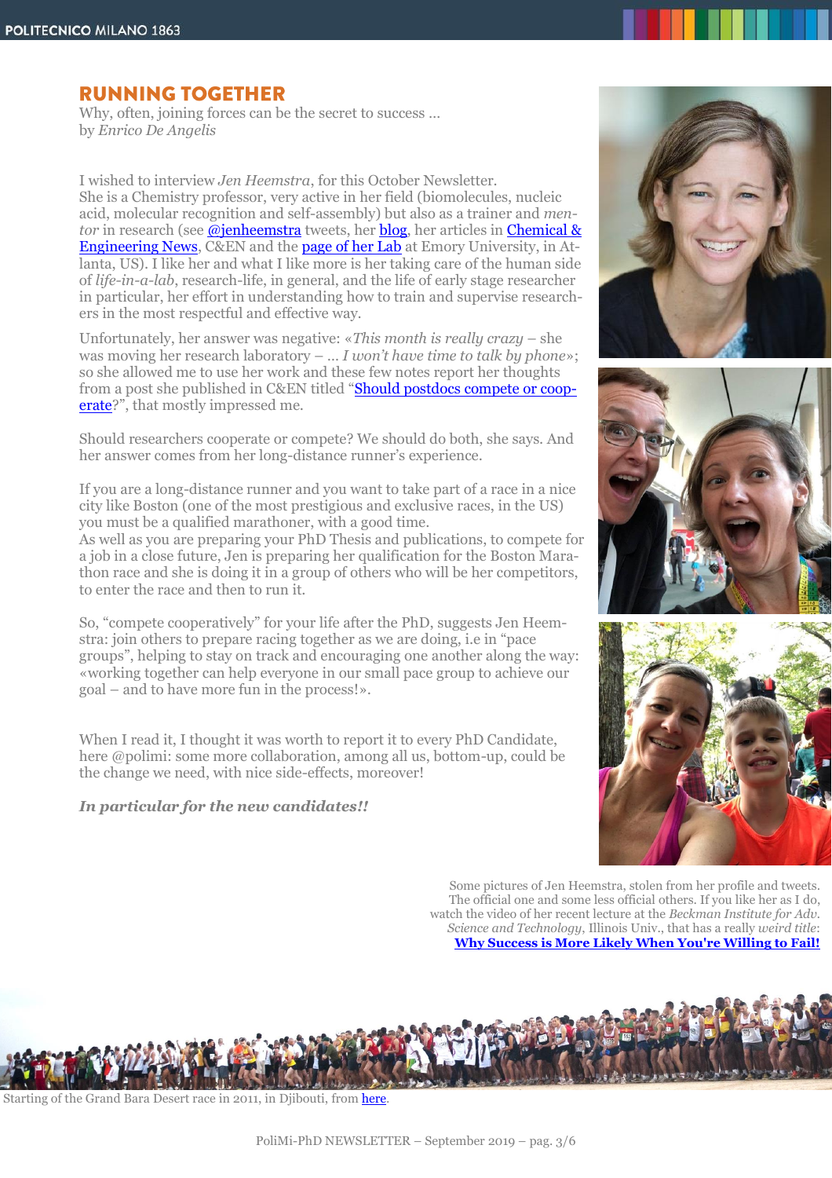# RUNNING TOGETHER

Why, often, joining forces can be the secret to success …
by *Enrico De Angelis*

I wished to interview *Jen Heemstra*, for this October Newsletter.
She is a Chemistry professor, very active in her field (biomolecules, nucleic acid, molecular recognition and self-assembly) but also as a trainer and *mentor* in research (see @jenheemstra tweets, her blog, her articles in Chemical & Engineering News, C&EN and the page of her Lab at Emory University, in Atlanta, US). I like her and what I like more is her taking care of the human side of *life-in-a-lab*, research-life, in general, and the life of early stage researcher in particular, her effort in understanding how to train and supervise researchers in the most respectful and effective way.

Unfortunately, her answer was negative: «*This month is really crazy* – she was moving her research laboratory – … *I won't have time to talk by phone*»; so she allowed me to use her work and these few notes report her thoughts from a post she published in C&EN titled "Should postdocs compete or cooperate?", that mostly impressed me.

Should researchers cooperate or compete? We should do both, she says. And her answer comes from her long-distance runner's experience.

If you are a long-distance runner and you want to take part of a race in a nice city like Boston (one of the most prestigious and exclusive races, in the US) you must be a qualified marathoner, with a good time.
As well as you are preparing your PhD Thesis and publications, to compete for a job in a close future, Jen is preparing her qualification for the Boston Marathon race and she is doing it in a group of others who will be her competitors, to enter the race and then to run it.

So, "compete cooperatively" for your life after the PhD, suggests Jen Heemstra: join others to prepare racing together as we are doing, i.e in "pace groups", helping to stay on track and encouraging one another along the way: «working together can help everyone in our small pace group to achieve our goal – and to have more fun in the process!».

When I read it, I thought it was worth to report it to every PhD Candidate, here @polimi: some more collaboration, among all us, bottom-up, could be the change we need, with nice side-effects, moreover!

***In particular for the new candidates!!***

Some pictures of Jen Heemstra, stolen from her profile and tweets. The official one and some less official others. If you like her as I do, watch the video of her recent lecture at the *Beckman Institute for Adv. Science and Technology*, Illinois Univ., that has a really *weird title*: **Why Success is More Likely When You're Willing to Fail!**

Starting of the Grand Bara Desert race in 2011, in Djibouti, from here.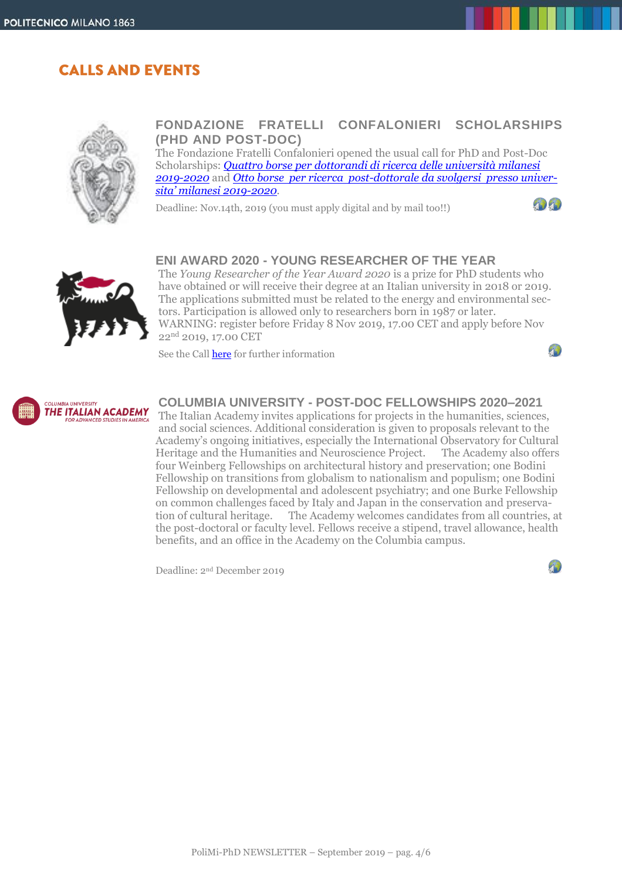# CALLS AND EVENTS

## FONDAZIONE FRATELLI CONFALONIERI SCHOLARSHIPS (PHD AND POST-DOC)

The Fondazione Fratelli Confalonieri opened the usual call for PhD and Post-Doc Scholarships: *Quattro borse per dottorandi di ricerca delle università milanesi 2019-2020* and *Otto borse per ricerca post-dottorale da svolgersi presso università' milanesi 2019-2020*.

Deadline: Nov.14th, 2019 (you must apply digital and by mail too!!)

## ENI AWARD 2020 - YOUNG RESEARCHER OF THE YEAR

The *Young Researcher of the Year Award 2020* is a prize for PhD students who have obtained or will receive their degree at an Italian university in 2018 or 2019. The applications submitted must be related to the energy and environmental sectors. Participation is allowed only to researchers born in 1987 or later.
WARNING: register before Friday 8 Nov 2019, 17.00 CET and apply before Nov 22nd 2019, 17.00 CET

See the Call here for further information

## COLUMBIA UNIVERSITY - POST-DOC FELLOWSHIPS 2020–2021

The Italian Academy invites applications for projects in the humanities, sciences, and social sciences. Additional consideration is given to proposals relevant to the Academy's ongoing initiatives, especially the International Observatory for Cultural Heritage and the Humanities and Neuroscience Project. The Academy also offers four Weinberg Fellowships on architectural history and preservation; one Bodini Fellowship on transitions from globalism to nationalism and populism; one Bodini Fellowship on developmental and adolescent psychiatry; and one Burke Fellowship on common challenges faced by Italy and Japan in the conservation and preservation of cultural heritage. The Academy welcomes candidates from all countries, at the post-doctoral or faculty level. Fellows receive a stipend, travel allowance, health benefits, and an office in the Academy on the Columbia campus.

Deadline: 2nd December 2019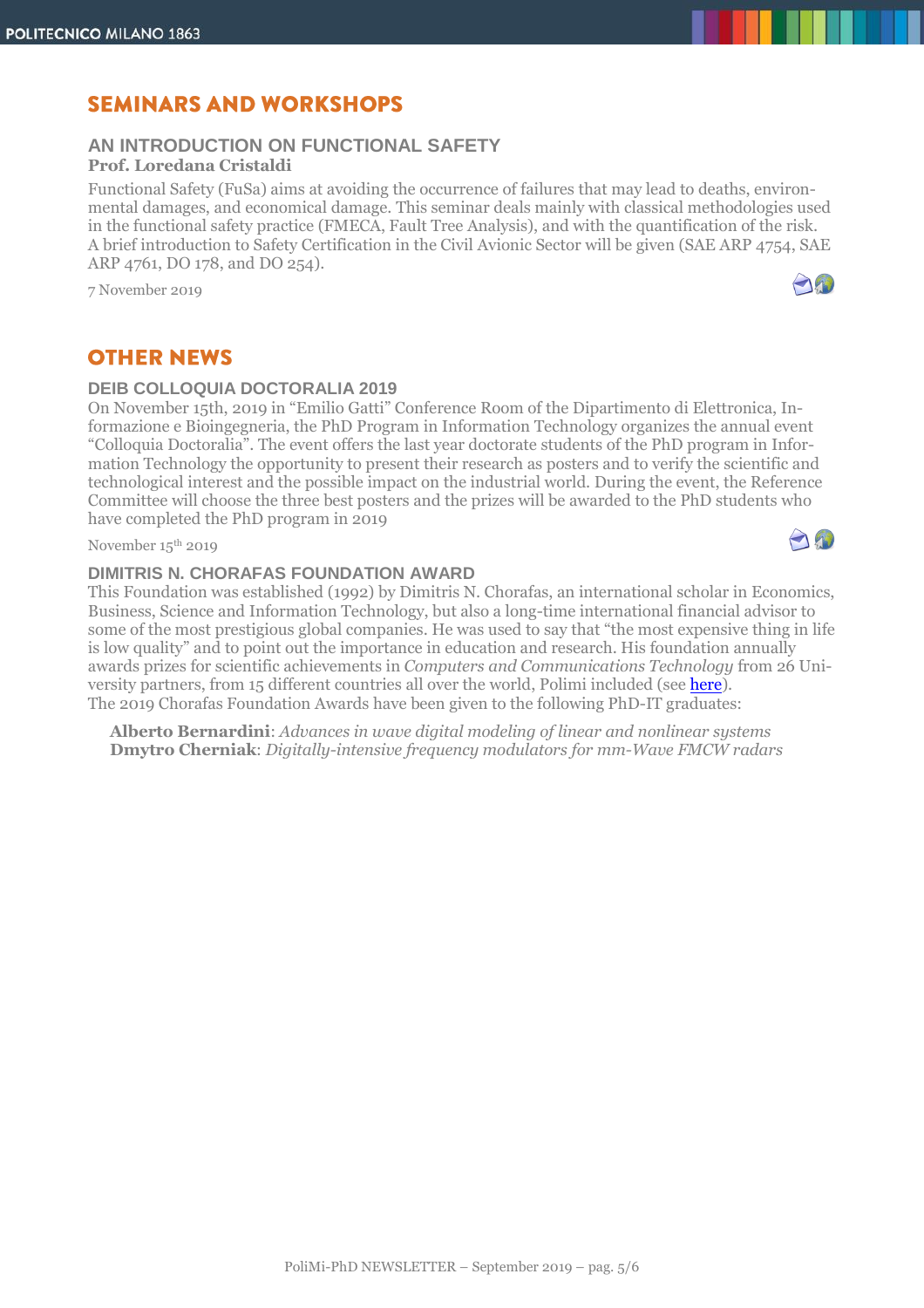## SEMINARS AND WORKSHOPS

### AN INTRODUCTION ON FUNCTIONAL SAFETY

**Prof. Loredana Cristaldi**

Functional Safety (FuSa) aims at avoiding the occurrence of failures that may lead to deaths, environmental damages, and economical damage. This seminar deals mainly with classical methodologies used in the functional safety practice (FMECA, Fault Tree Analysis), and with the quantification of the risk. A brief introduction to Safety Certification in the Civil Avionic Sector will be given (SAE ARP 4754, SAE ARP 4761, DO 178, and DO 254).

7 November 2019

## OTHER NEWS

### DEIB COLLOQUIA DOCTORALIA 2019

On November 15th, 2019 in "Emilio Gatti" Conference Room of the Dipartimento di Elettronica, Informazione e Bioingegneria, the PhD Program in Information Technology organizes the annual event "Colloquia Doctoralia". The event offers the last year doctorate students of the PhD program in Information Technology the opportunity to present their research as posters and to verify the scientific and technological interest and the possible impact on the industrial world. During the event, the Reference Committee will choose the three best posters and the prizes will be awarded to the PhD students who have completed the PhD program in 2019

November 15th 2019

### DIMITRIS N. CHORAFAS FOUNDATION AWARD

This Foundation was established (1992) by Dimitris N. Chorafas, an international scholar in Economics, Business, Science and Information Technology, but also a long-time international financial advisor to some of the most prestigious global companies. He was used to say that "the most expensive thing in life is low quality" and to point out the importance in education and research. His foundation annually awards prizes for scientific achievements in *Computers and Communications Technology* from 26 University partners, from 15 different countries all over the world, Polimi included (see here).
The 2019 Chorafas Foundation Awards have been given to the following PhD-IT graduates:

**Alberto Bernardini**: *Advances in wave digital modeling of linear and nonlinear systems*
**Dmytro Cherniak**: *Digitally-intensive frequency modulators for mm-Wave FMCW radars*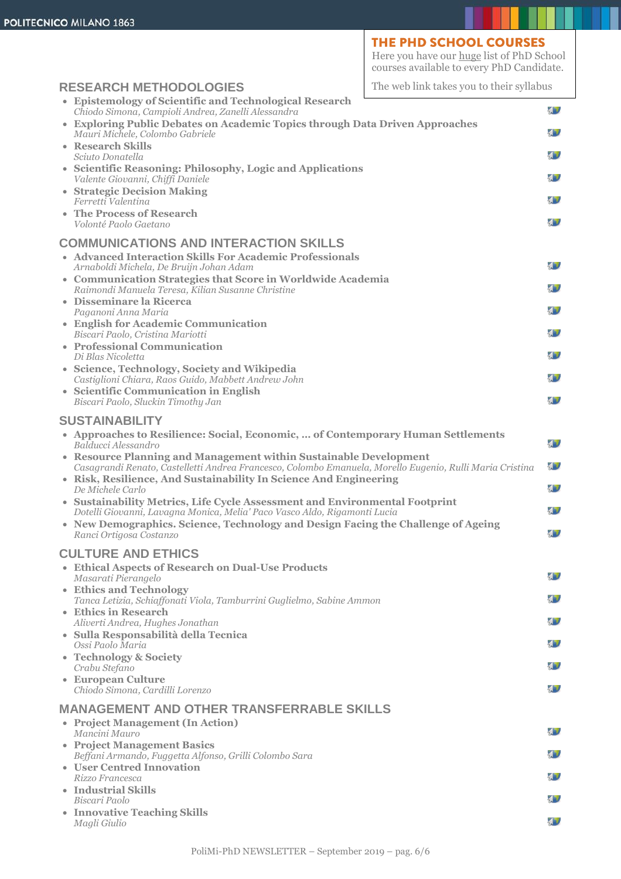## THE PHD SCHOOL COURSES

Here you have our huge list of PhD School courses available to every PhD Candidate.

The web link takes you to their syllabus

### RESEARCH METHODOLOGIES

- **Epistemology of Scientific and Technological Research**
  *Chiodo Simona, Campioli Andrea, Zanelli Alessandra*
- **Exploring Public Debates on Academic Topics through Data Driven Approaches**
  *Mauri Michele, Colombo Gabriele*
- **Research Skills**
  *Sciuto Donatella*
- **Scientific Reasoning: Philosophy, Logic and Applications**
  *Valente Giovanni, Chiffi Daniele*
- **Strategic Decision Making**
  *Ferretti Valentina*
- **The Process of Research**
  *Volonté Paolo Gaetano*

### COMMUNICATIONS AND INTERACTION SKILLS

- **Advanced Interaction Skills For Academic Professionals**
  *Arnaboldi Michela, De Bruijn Johan Adam*
- **Communication Strategies that Score in Worldwide Academia**
  *Raimondi Manuela Teresa, Kilian Susanne Christine*
- **Disseminare la Ricerca**
  *Paganoni Anna Maria*
- **English for Academic Communication**
  *Biscari Paolo, Cristina Mariotti*
- **Professional Communication**
  *Di Blas Nicoletta*
- **Science, Technology, Society and Wikipedia**
  *Castiglioni Chiara, Raos Guido, Mabbett Andrew John*
- **Scientific Communication in English**
  *Biscari Paolo, Sluckin Timothy Jan*

### SUSTAINABILITY

- **Approaches to Resilience: Social, Economic, ... of Contemporary Human Settlements**
  *Balducci Alessandro*
- **Resource Planning and Management within Sustainable Development**
  *Casagrandi Renato, Castelletti Andrea Francesco, Colombo Emanuela, Morello Eugenio, Rulli Maria Cristina*
- **Risk, Resilience, And Sustainability In Science And Engineering**
  *De Michele Carlo*
- **Sustainability Metrics, Life Cycle Assessment and Environmental Footprint**
  *Dotelli Giovanni, Lavagna Monica, Melia' Paco Vasco Aldo, Rigamonti Lucia*
- **New Demographics. Science, Technology and Design Facing the Challenge of Ageing**
  *Ranci Ortigosa Costanzo*

### CULTURE AND ETHICS

- **Ethical Aspects of Research on Dual-Use Products**
  *Masarati Pierangelo*
- **Ethics and Technology**
  *Tanca Letizia, Schiaffonati Viola, Tamburrini Guglielmo, Sabine Ammon*
- **Ethics in Research**
  *Aliverti Andrea, Hughes Jonathan*
- **Sulla Responsabilità della Tecnica**
  *Ossi Paolo Maria*
- **Technology & Society**
  *Crabu Stefano*
- **European Culture**
  *Chiodo Simona, Cardilli Lorenzo*

### MANAGEMENT AND OTHER TRANSFERRABLE SKILLS

- **Project Management (In Action)**
  *Mancini Mauro*
- **Project Management Basics**
  *Beffani Armando, Fuggetta Alfonso, Grilli Colombo Sara*
- **User Centred Innovation**
  *Rizzo Francesca*
- **Industrial Skills**
  *Biscari Paolo*
- **Innovative Teaching Skills**
  *Magli Giulio*